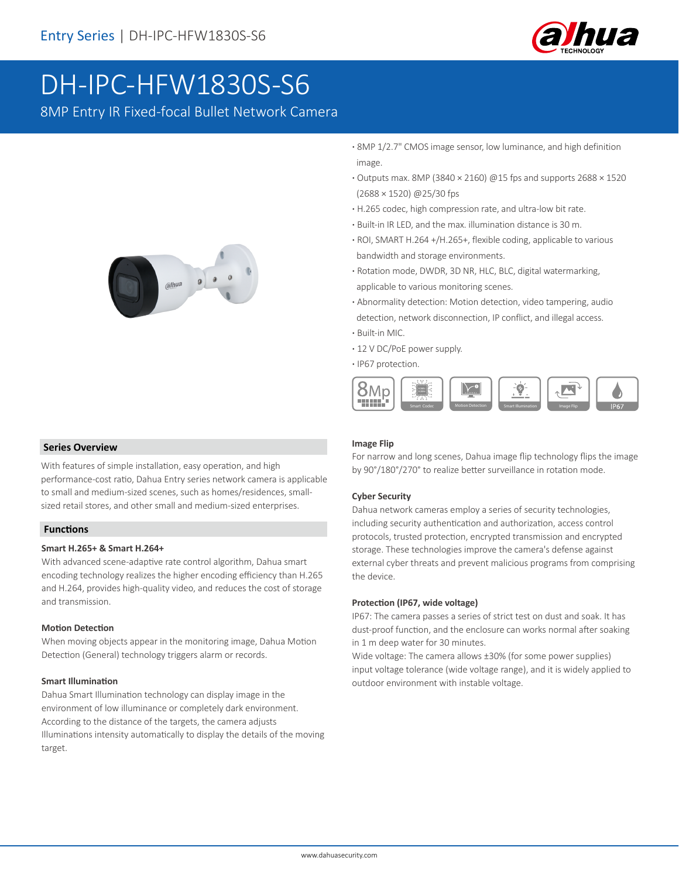Entry Series | DH-IPC-HFW1830S-S6

# DH-IPC-HFW1830S-S6

8MP Entry IR Fixed-focal Bullet Network Camera

- 8MP 1/2.7" CMOS image sensor, low luminance, and high definition image.
- Outputs max. 8MP (3840 × 2160) @15 fps and supports 2688 × 1520 (2688 × 1520) @25/30 fps
- H.265 codec, high compression rate, and ultra-low bit rate.
- Built-in IR LED, and the max. illumination distance is 30 m.
- ROI, SMART H.264 +/H.265+, flexible coding, applicable to various bandwidth and storage environments.
- Rotation mode, DWDR, 3D NR, HLC, BLC, digital watermarking, applicable to various monitoring scenes.
- Abnormality detection: Motion detection, video tampering, audio detection, network disconnection, IP conflict, and illegal access.
- Built-in MIC.
- 12 V DC/PoE power supply.
- IP67 protection.

## Series Overview

With features of simple installation, easy operation, and high performance-cost ratio, Dahua Entry series network camera is applicable to small and medium-sized scenes, such as homes/residences, small-sized retail stores, and other small and medium-sized enterprises.

## Functions

### Smart H.265+ & Smart H.264+

With advanced scene-adaptive rate control algorithm, Dahua smart encoding technology realizes the higher encoding efficiency than H.265 and H.264, provides high-quality video, and reduces the cost of storage and transmission.

### Motion Detection

When moving objects appear in the monitoring image, Dahua Motion Detection (General) technology triggers alarm or records.

### Smart Illumination

Dahua Smart Illumination technology can display image in the environment of low illuminance or completely dark environment. According to the distance of the targets, the camera adjusts Illuminations intensity automatically to display the details of the moving target.

### Image Flip

For narrow and long scenes, Dahua image flip technology flips the image by 90°/180°/270° to realize better surveillance in rotation mode.

### Cyber Security

Dahua network cameras employ a series of security technologies, including security authentication and authorization, access control protocols, trusted protection, encrypted transmission and encrypted storage. These technologies improve the camera's defense against external cyber threats and prevent malicious programs from comprising the device.

### Protection (IP67, wide voltage)

IP67: The camera passes a series of strict test on dust and soak. It has dust-proof function, and the enclosure can works normal after soaking in 1 m deep water for 30 minutes.

Wide voltage: The camera allows ±30% (for some power supplies) input voltage tolerance (wide voltage range), and it is widely applied to outdoor environment with instable voltage.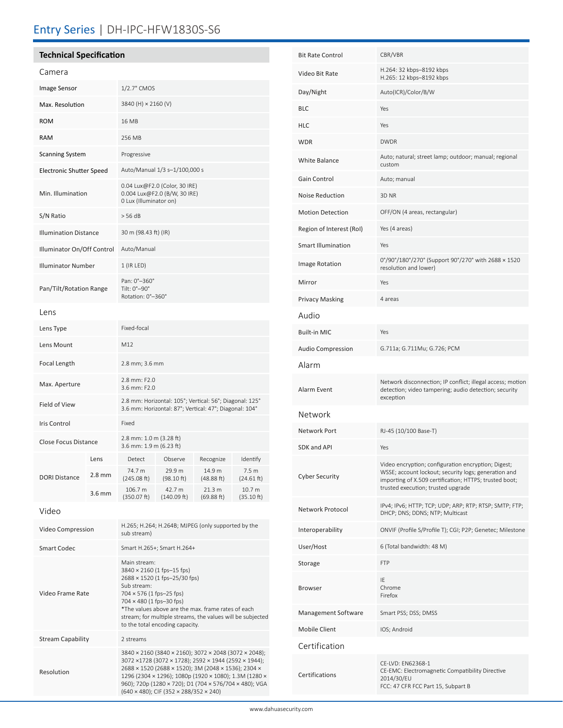# Entry Series | DH-IPC-HFW1830S-S6

## Technical Specification

### Camera

| | |
|---|---|
| Image Sensor | 1/2.7" CMOS |
| Max. Resolution | 3840 (H) × 2160 (V) |
| ROM | 16 MB |
| RAM | 256 MB |
| Scanning System | Progressive |
| Electronic Shutter Speed | Auto/Manual 1/3 s–1/100,000 s |
| Min. Illumination | 0.04 Lux@F2.0 (Color, 30 IRE)<br>0.004 Lux@F2.0 (B/W, 30 IRE)<br>0 Lux (Illuminator on) |
| S/N Ratio | > 56 dB |
| Illumination Distance | 30 m (98.43 ft) (IR) |
| Illuminator On/Off Control | Auto/Manual |
| Illuminator Number | 1 (IR LED) |
| Pan/Tilt/Rotation Range | Pan: 0°–360°<br>Tilt: 0°–90°<br>Rotation: 0°–360° |

### Lens

| | |
|---|---|
| Lens Type | Fixed-focal |
| Lens Mount | M12 |
| Focal Length | 2.8 mm; 3.6 mm |
| Max. Aperture | 2.8 mm: F2.0<br>3.6 mm: F2.0 |
| Field of View | 2.8 mm: Horizontal: 105°; Vertical: 56°; Diagonal: 125°<br>3.6 mm: Horizontal: 87°; Vertical: 47°; Diagonal: 104° |
| Iris Control | Fixed |
| Close Focus Distance | 2.8 mm: 1.0 m (3.28 ft)<br>3.6 mm: 1.9 m (6.23 ft) |

| DORI Distance | Lens | Detect | Observe | Recognize | Identify |
|---|---|---|---|---|---|
| | 2.8 mm | 74.7 m (245.08 ft) | 29.9 m (98.10 ft) | 14.9 m (48.88 ft) | 7.5 m (24.61 ft) |
| | 3.6 mm | 106.7 m (350.07 ft) | 42.7 m (140.09 ft) | 21.3 m (69.88 ft) | 10.7 m (35.10 ft) |

### Video

| | |
|---|---|
| Video Compression | H.265; H.264; H.264B; MJPEG (only supported by the sub stream) |
| Smart Codec | Smart H.265+; Smart H.264+ |
| Video Frame Rate | Main stream:<br>3840 × 2160 (1 fps–15 fps)<br>2688 × 1520 (1 fps–25/30 fps)<br>Sub stream:<br>704 × 576 (1 fps–25 fps)<br>704 × 480 (1 fps–30 fps)<br>*The values above are the max. frame rates of each stream; for multiple streams, the values will be subjected to the total encoding capacity. |
| Stream Capability | 2 streams |
| Resolution | 3840 × 2160 (3840 × 2160); 3072 × 2048 (3072 × 2048); 3072 ×1728 (3072 × 1728); 2592 × 1944 (2592 × 1944); 2688 × 1520 (2688 × 1520); 3M (2048 × 1536); 2304 × 1296 (2304 × 1296); 1080p (1920 × 1080); 1.3M (1280 × 960); 720p (1280 × 720); D1 (704 × 576/704 × 480); VGA (640 × 480); CIF (352 × 288/352 × 240) |
| Bit Rate Control | CBR/VBR |
| Video Bit Rate | H.264: 32 kbps–8192 kbps<br>H.265: 12 kbps–8192 kbps |
| Day/Night | Auto(ICR)/Color/B/W |
| BLC | Yes |
| HLC | Yes |
| WDR | DWDR |
| White Balance | Auto; natural; street lamp; outdoor; manual; regional custom |
| Gain Control | Auto; manual |
| Noise Reduction | 3D NR |
| Motion Detection | OFF/ON (4 areas, rectangular) |
| Region of Interest (RoI) | Yes (4 areas) |
| Smart Illumination | Yes |
| Image Rotation | 0°/90°/180°/270° (Support 90°/270° with 2688 × 1520 resolution and lower) |
| Mirror | Yes |
| Privacy Masking | 4 areas |

### Audio

| | |
|---|---|
| Built-in MIC | Yes |
| Audio Compression | G.711a; G.711Mu; G.726; PCM |

### Alarm

| | |
|---|---|
| Alarm Event | Network disconnection; IP conflict; illegal access; motion detection; video tampering; audio detection; security exception |

### Network

| | |
|---|---|
| Network Port | RJ-45 (10/100 Base-T) |
| SDK and API | Yes |
| Cyber Security | Video encryption; configuration encryption; Digest; WSSE; account lockout; security logs; generation and importing of X.509 certification; HTTPS; trusted boot; trusted execution; trusted upgrade |
| Network Protocol | IPv4; IPv6; HTTP; TCP; UDP; ARP; RTP; RTSP; SMTP; FTP; DHCP; DNS; DDNS; NTP; Multicast |
| Interoperability | ONVIF (Profile S/Profile T); CGI; P2P; Genetec; Milestone |
| User/Host | 6 (Total bandwidth: 48 M) |
| Storage | FTP |
| Browser | IE<br>Chrome<br>Firefox |
| Management Software | Smart PSS; DSS; DMSS |
| Mobile Client | IOS; Android |

### Certification

| | |
|---|---|
| Certifications | CE-LVD: EN62368-1<br>CE-EMC: Electromagnetic Compatibility Directive 2014/30/EU<br>FCC: 47 CFR FCC Part 15, Subpart B |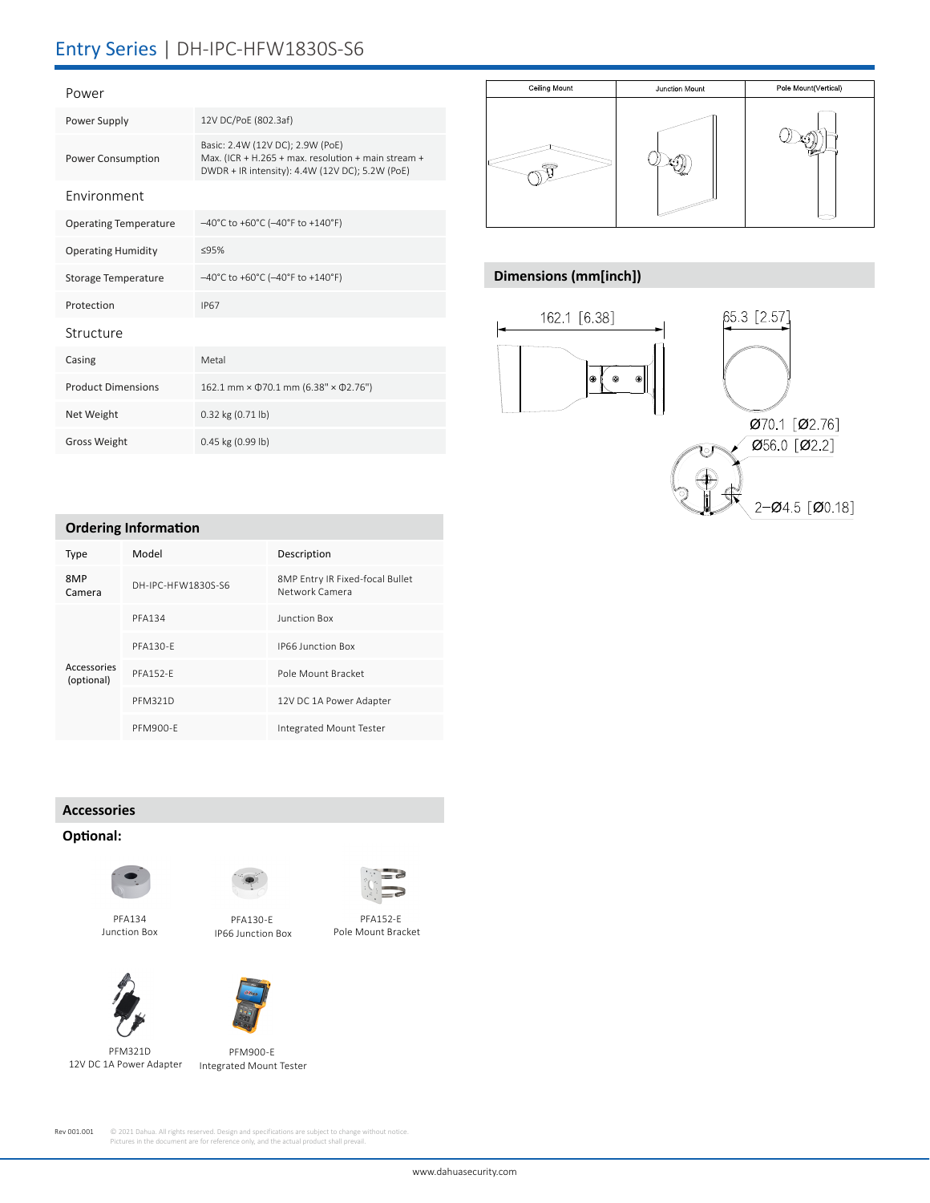# Entry Series | DH-IPC-HFW1830S-S6

## Power

| | |
|---|---|
| Power Supply | 12V DC/PoE (802.3af) |
| Power Consumption | Basic: 2.4W (12V DC); 2.9W (PoE)<br>Max. (ICR + H.265 + max. resolution + main stream + DWDR + IR intensity): 4.4W (12V DC); 5.2W (PoE) |

## Environment

| | |
|---|---|
| Operating Temperature | –40°C to +60°C (–40°F to +140°F) |
| Operating Humidity | ≤95% |
| Storage Temperature | –40°C to +60°C (–40°F to +140°F) |
| Protection | IP67 |

## Structure

| | |
|---|---|
| Casing | Metal |
| Product Dimensions | 162.1 mm × Φ70.1 mm (6.38" × Φ2.76") |
| Net Weight | 0.32 kg (0.71 lb) |
| Gross Weight | 0.45 kg (0.99 lb) |

| Ceiling Mount | Junction Mount | Pole Mount(Vertical) |
|---|---|---|

## Dimensions (mm[inch])

162.1 [6.38]

65.3 [2.57]

Ø70.1 [Ø2.76]

Ø56.0 [Ø2.2]

2–Ø4.5 [Ø0.18]

## Ordering Information

| Type | Model | Description |
|---|---|---|
| 8MP Camera | DH-IPC-HFW1830S-S6 | 8MP Entry IR Fixed-focal Bullet Network Camera |
| Accessories (optional) | PFA134 | Junction Box |
| | PFA130-E | IP66 Junction Box |
| | PFA152-E | Pole Mount Bracket |
| | PFM321D | 12V DC 1A Power Adapter |
| | PFM900-E | Integrated Mount Tester |

## Accessories

**Optional:**

PFA134
Junction Box

PFA130-E
IP66 Junction Box

PFA152-E
Pole Mount Bracket

PFM321D
12V DC 1A Power Adapter

PFM900-E
Integrated Mount Tester

Rev 001.001 © 2021 Dahua. All rights reserved. Design and specifications are subject to change without notice. Pictures in the document are for reference only, and the actual product shall prevail.

www.dahuasecurity.com